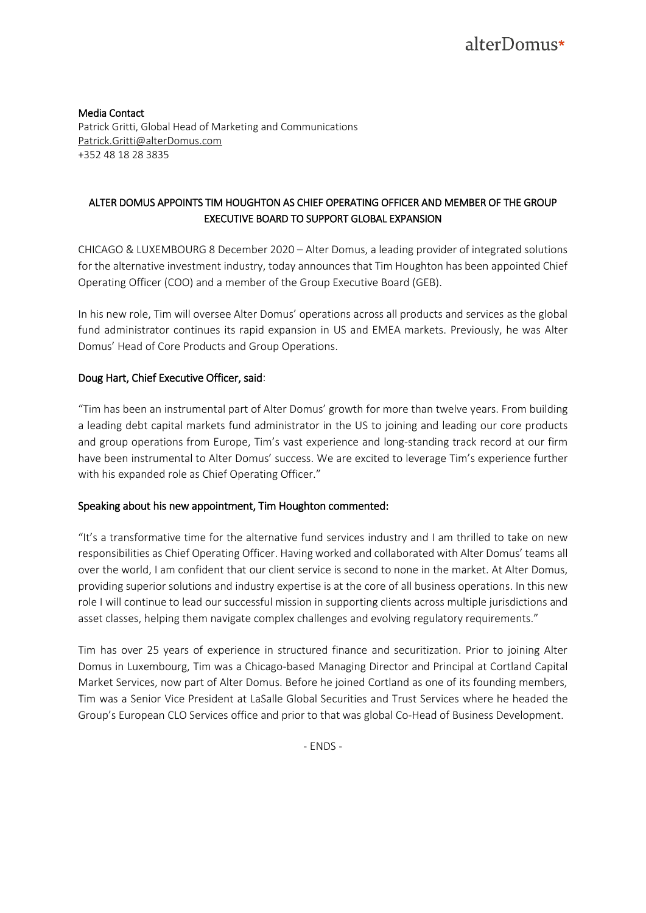alterDomus*

**Media Contact**
Patrick Gritti, Global Head of Marketing and Communications
Patrick.Gritti@alterDomus.com
+352 48 18 28 3835

## ALTER DOMUS APPOINTS TIM HOUGHTON AS CHIEF OPERATING OFFICER AND MEMBER OF THE GROUP EXECUTIVE BOARD TO SUPPORT GLOBAL EXPANSION

CHICAGO & LUXEMBOURG 8 December 2020 – Alter Domus, a leading provider of integrated solutions for the alternative investment industry, today announces that Tim Houghton has been appointed Chief Operating Officer (COO) and a member of the Group Executive Board (GEB).

In his new role, Tim will oversee Alter Domus' operations across all products and services as the global fund administrator continues its rapid expansion in US and EMEA markets. Previously, he was Alter Domus' Head of Core Products and Group Operations.

**Doug Hart, Chief Executive Officer, said**:

"Tim has been an instrumental part of Alter Domus' growth for more than twelve years. From building a leading debt capital markets fund administrator in the US to joining and leading our core products and group operations from Europe, Tim's vast experience and long-standing track record at our firm have been instrumental to Alter Domus' success. We are excited to leverage Tim's experience further with his expanded role as Chief Operating Officer."

**Speaking about his new appointment, Tim Houghton commented:**

"It's a transformative time for the alternative fund services industry and I am thrilled to take on new responsibilities as Chief Operating Officer. Having worked and collaborated with Alter Domus' teams all over the world, I am confident that our client service is second to none in the market. At Alter Domus, providing superior solutions and industry expertise is at the core of all business operations. In this new role I will continue to lead our successful mission in supporting clients across multiple jurisdictions and asset classes, helping them navigate complex challenges and evolving regulatory requirements."

Tim has over 25 years of experience in structured finance and securitization. Prior to joining Alter Domus in Luxembourg, Tim was a Chicago-based Managing Director and Principal at Cortland Capital Market Services, now part of Alter Domus. Before he joined Cortland as one of its founding members, Tim was a Senior Vice President at LaSalle Global Securities and Trust Services where he headed the Group's European CLO Services office and prior to that was global Co-Head of Business Development.

- ENDS -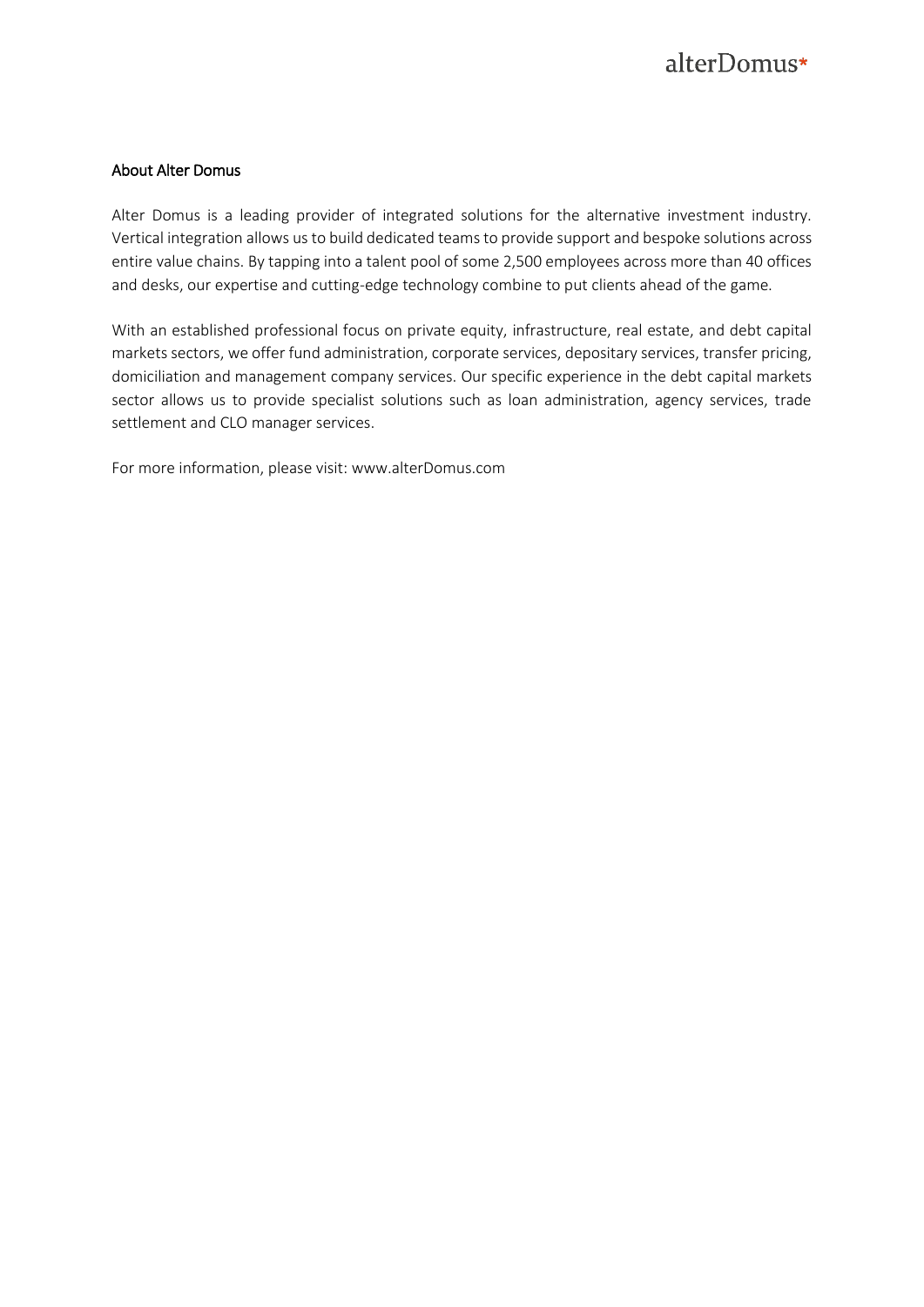## About Alter Domus

Alter Domus is a leading provider of integrated solutions for the alternative investment industry. Vertical integration allows us to build dedicated teams to provide support and bespoke solutions across entire value chains. By tapping into a talent pool of some 2,500 employees across more than 40 offices and desks, our expertise and cutting-edge technology combine to put clients ahead of the game.

With an established professional focus on private equity, infrastructure, real estate, and debt capital markets sectors, we offer fund administration, corporate services, depositary services, transfer pricing, domiciliation and management company services. Our specific experience in the debt capital markets sector allows us to provide specialist solutions such as loan administration, agency services, trade settlement and CLO manager services.

For more information, please visit: www.alterDomus.com